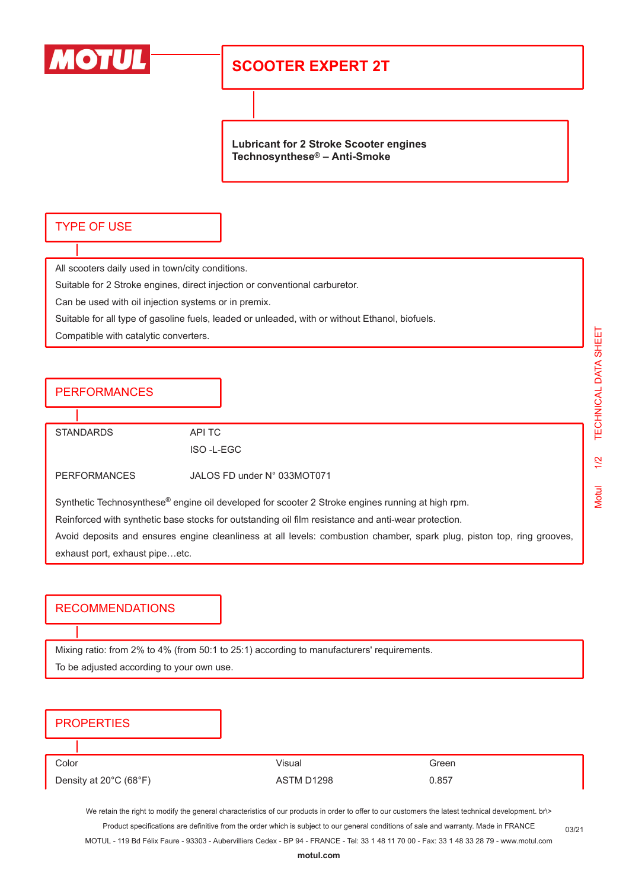MOTUL

# SCOOTER EXPERT 2T

**Lubricant for 2 Stroke Scooter engines**
**Technosynthese® – Anti-Smoke**

## TYPE OF USE

All scooters daily used in town/city conditions.

Suitable for 2 Stroke engines, direct injection or conventional carburetor.

Can be used with oil injection systems or in premix.

Suitable for all type of gasoline fuels, leaded or unleaded, with or without Ethanol, biofuels.

Compatible with catalytic converters.

## PERFORMANCES

| | |
|---|---|
| STANDARDS | API TC |
| | ISO -L-EGC |
| PERFORMANCES | JALOS FD under N° 033MOT071 |

Synthetic Technosynthese® engine oil developed for scooter 2 Stroke engines running at high rpm.

Reinforced with synthetic base stocks for outstanding oil film resistance and anti-wear protection.

Avoid deposits and ensures engine cleanliness at all levels: combustion chamber, spark plug, piston top, ring grooves, exhaust port, exhaust pipe…etc.

## RECOMMENDATIONS

Mixing ratio: from 2% to 4% (from 50:1 to 25:1) according to manufacturers' requirements.

To be adjusted according to your own use.

## PROPERTIES

| | | |
|---|---|---|
| Color | Visual | Green |
| Density at 20°C (68°F) | ASTM D1298 | 0.857 |

We retain the right to modify the general characteristics of our products in order to offer to our customers the latest technical development. br\>
Product specifications are definitive from the order which is subject to our general conditions of sale and warranty. Made in FRANCE
MOTUL - 119 Bd Félix Faure - 93303 - Aubervilliers Cedex - BP 94 - FRANCE - Tel: 33 1 48 11 70 00 - Fax: 33 1 48 33 28 79 - www.motul.com
**motul.com**

03/21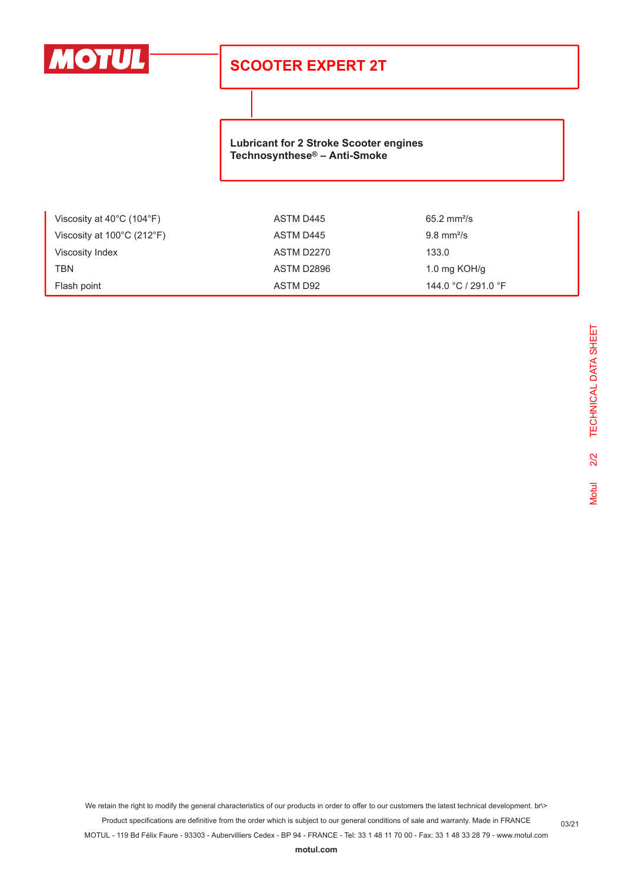# SCOOTER EXPERT 2T

**Lubricant for 2 Stroke Scooter engines**
**Technosynthese® – Anti-Smoke**

| | | |
|---|---|---|
| Viscosity at 40°C (104°F) | ASTM D445 | 65.2 $mm^2/s$ |
| Viscosity at 100°C (212°F) | ASTM D445 | 9.8 $mm^2/s$ |
| Viscosity Index | ASTM D2270 | 133.0 |
| TBN | ASTM D2896 | 1.0 mg KOH/g |
| Flash point | ASTM D92 | 144.0 °C / 291.0 °F |

We retain the right to modify the general characteristics of our products in order to offer to our customers the latest technical development. br\>
Product specifications are definitive from the order which is subject to our general conditions of sale and warranty. Made in FRANCE
MOTUL - 119 Bd Félix Faure - 93303 - Aubervilliers Cedex - BP 94 - FRANCE - Tel: 33 1 48 11 70 00 - Fax: 33 1 48 33 28 79 - www.motul.com

03/21

**motul.com**